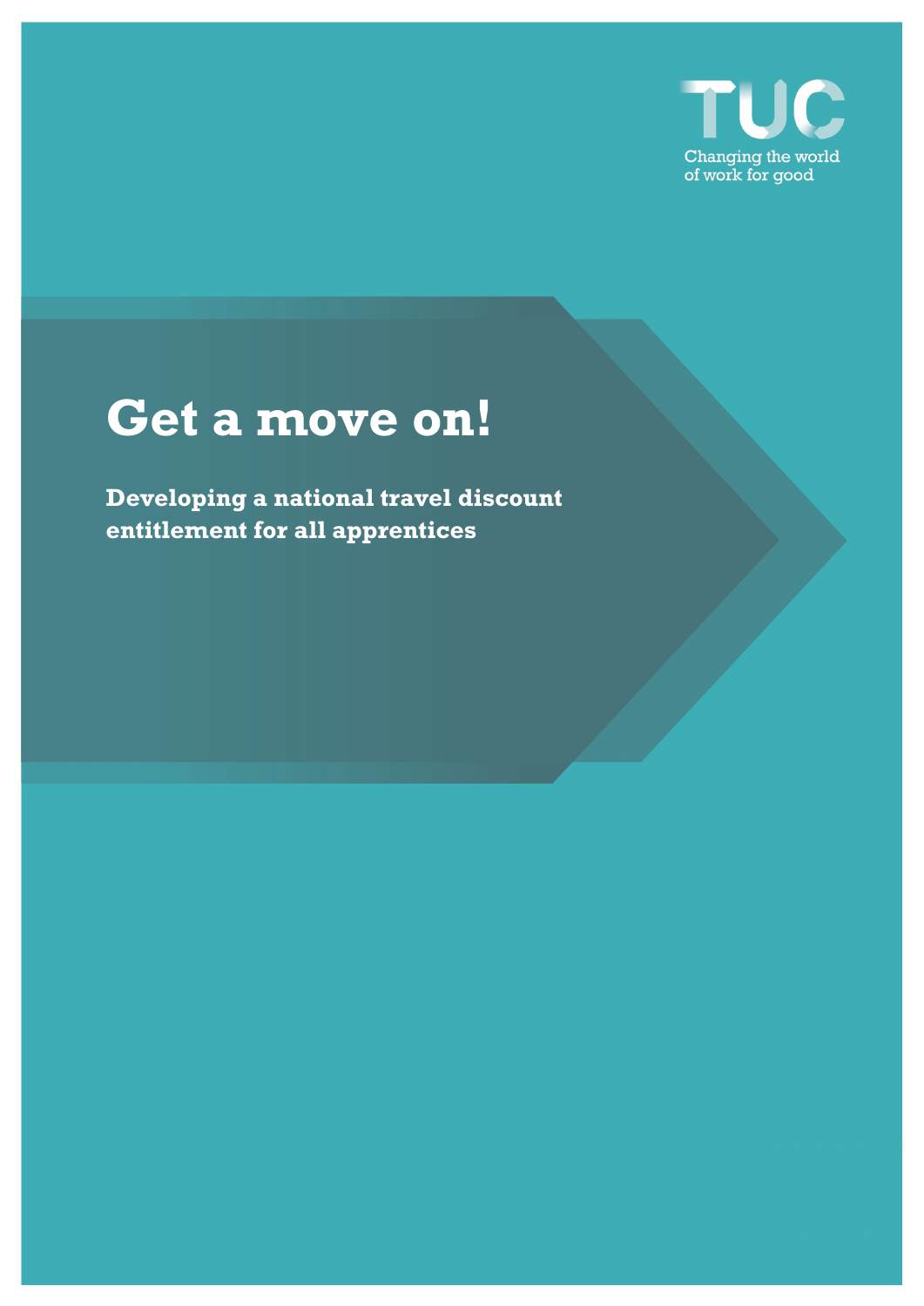TUC

Changing the world of work for good

# Get a move on!

**Developing a national travel discount entitlement for all apprentices**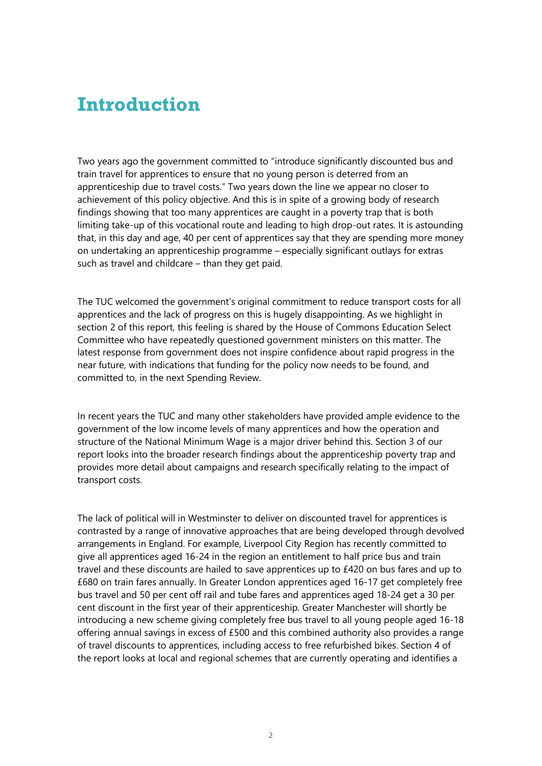# Introduction

Two years ago the government committed to "introduce significantly discounted bus and train travel for apprentices to ensure that no young person is deterred from an apprenticeship due to travel costs." Two years down the line we appear no closer to achievement of this policy objective. And this is in spite of a growing body of research findings showing that too many apprentices are caught in a poverty trap that is both limiting take-up of this vocational route and leading to high drop-out rates. It is astounding that, in this day and age, 40 per cent of apprentices say that they are spending more money on undertaking an apprenticeship programme – especially significant outlays for extras such as travel and childcare – than they get paid.

The TUC welcomed the government's original commitment to reduce transport costs for all apprentices and the lack of progress on this is hugely disappointing. As we highlight in section 2 of this report, this feeling is shared by the House of Commons Education Select Committee who have repeatedly questioned government ministers on this matter. The latest response from government does not inspire confidence about rapid progress in the near future, with indications that funding for the policy now needs to be found, and committed to, in the next Spending Review.

In recent years the TUC and many other stakeholders have provided ample evidence to the government of the low income levels of many apprentices and how the operation and structure of the National Minimum Wage is a major driver behind this. Section 3 of our report looks into the broader research findings about the apprenticeship poverty trap and provides more detail about campaigns and research specifically relating to the impact of transport costs.

The lack of political will in Westminster to deliver on discounted travel for apprentices is contrasted by a range of innovative approaches that are being developed through devolved arrangements in England. For example, Liverpool City Region has recently committed to give all apprentices aged 16-24 in the region an entitlement to half price bus and train travel and these discounts are hailed to save apprentices up to £420 on bus fares and up to £680 on train fares annually. In Greater London apprentices aged 16-17 get completely free bus travel and 50 per cent off rail and tube fares and apprentices aged 18-24 get a 30 per cent discount in the first year of their apprenticeship. Greater Manchester will shortly be introducing a new scheme giving completely free bus travel to all young people aged 16-18 offering annual savings in excess of £500 and this combined authority also provides a range of travel discounts to apprentices, including access to free refurbished bikes. Section 4 of the report looks at local and regional schemes that are currently operating and identifies a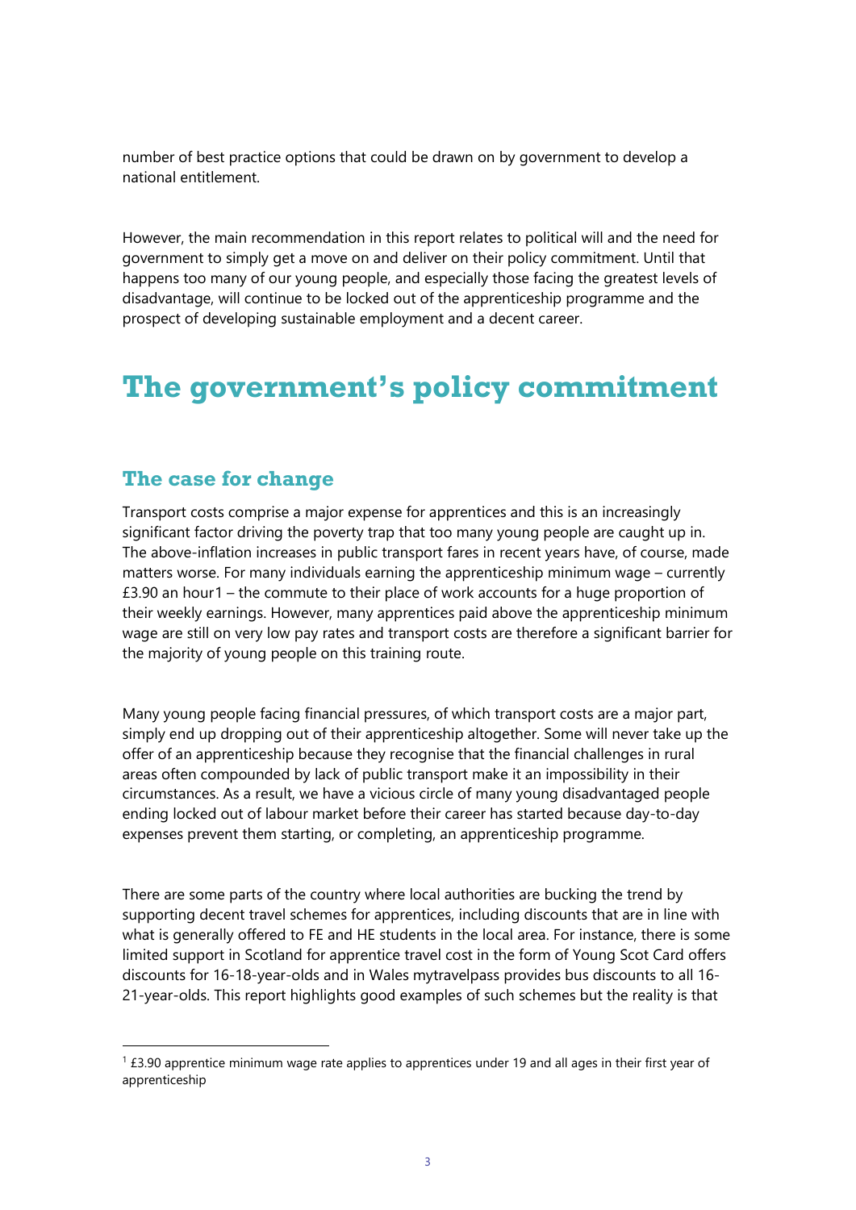number of best practice options that could be drawn on by government to develop a national entitlement.

However, the main recommendation in this report relates to political will and the need for government to simply get a move on and deliver on their policy commitment. Until that happens too many of our young people, and especially those facing the greatest levels of disadvantage, will continue to be locked out of the apprenticeship programme and the prospect of developing sustainable employment and a decent career.

# The government's policy commitment

## The case for change

Transport costs comprise a major expense for apprentices and this is an increasingly significant factor driving the poverty trap that too many young people are caught up in. The above-inflation increases in public transport fares in recent years have, of course, made matters worse. For many individuals earning the apprenticeship minimum wage – currently £3.90 an hour[1] – the commute to their place of work accounts for a huge proportion of their weekly earnings. However, many apprentices paid above the apprenticeship minimum wage are still on very low pay rates and transport costs are therefore a significant barrier for the majority of young people on this training route.

Many young people facing financial pressures, of which transport costs are a major part, simply end up dropping out of their apprenticeship altogether. Some will never take up the offer of an apprenticeship because they recognise that the financial challenges in rural areas often compounded by lack of public transport make it an impossibility in their circumstances. As a result, we have a vicious circle of many young disadvantaged people ending locked out of labour market before their career has started because day-to-day expenses prevent them starting, or completing, an apprenticeship programme.

There are some parts of the country where local authorities are bucking the trend by supporting decent travel schemes for apprentices, including discounts that are in line with what is generally offered to FE and HE students in the local area. For instance, there is some limited support in Scotland for apprentice travel cost in the form of Young Scot Card offers discounts for 16-18-year-olds and in Wales mytravelpass provides bus discounts to all 16-21-year-olds. This report highlights good examples of such schemes but the reality is that

[1] £3.90 apprentice minimum wage rate applies to apprentices under 19 and all ages in their first year of apprenticeship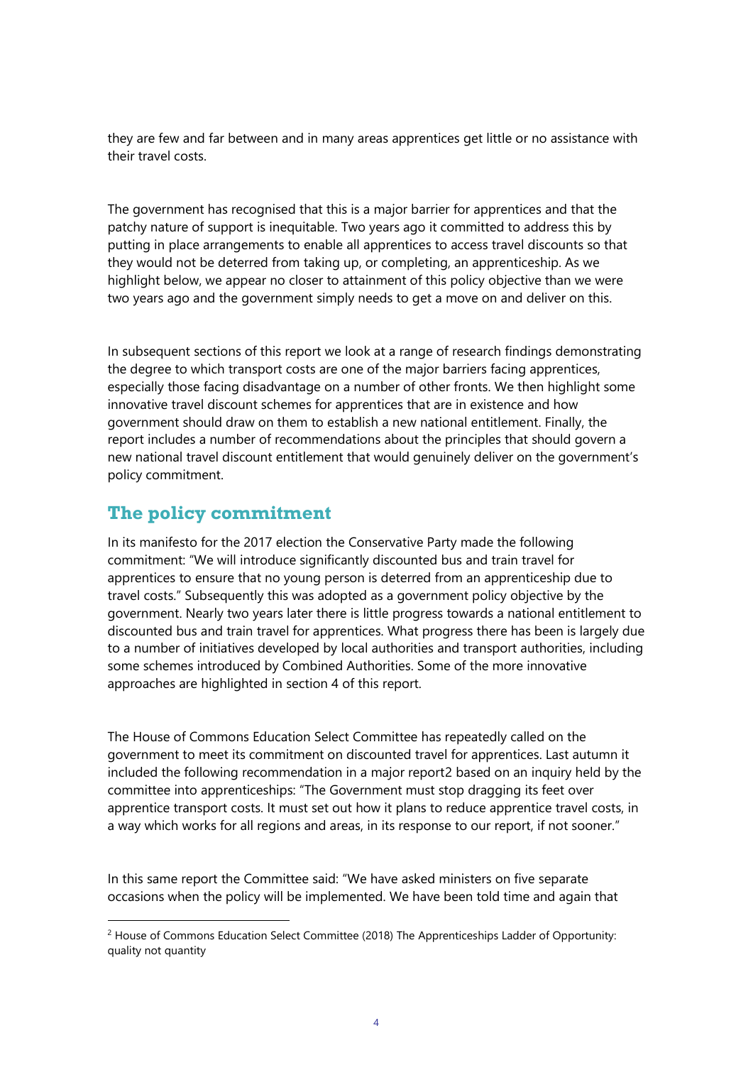they are few and far between and in many areas apprentices get little or no assistance with their travel costs.

The government has recognised that this is a major barrier for apprentices and that the patchy nature of support is inequitable. Two years ago it committed to address this by putting in place arrangements to enable all apprentices to access travel discounts so that they would not be deterred from taking up, or completing, an apprenticeship. As we highlight below, we appear no closer to attainment of this policy objective than we were two years ago and the government simply needs to get a move on and deliver on this.

In subsequent sections of this report we look at a range of research findings demonstrating the degree to which transport costs are one of the major barriers facing apprentices, especially those facing disadvantage on a number of other fronts. We then highlight some innovative travel discount schemes for apprentices that are in existence and how government should draw on them to establish a new national entitlement. Finally, the report includes a number of recommendations about the principles that should govern a new national travel discount entitlement that would genuinely deliver on the government's policy commitment.

## The policy commitment

In its manifesto for the 2017 election the Conservative Party made the following commitment: "We will introduce significantly discounted bus and train travel for apprentices to ensure that no young person is deterred from an apprenticeship due to travel costs." Subsequently this was adopted as a government policy objective by the government. Nearly two years later there is little progress towards a national entitlement to discounted bus and train travel for apprentices. What progress there has been is largely due to a number of initiatives developed by local authorities and transport authorities, including some schemes introduced by Combined Authorities. Some of the more innovative approaches are highlighted in section 4 of this report.

The House of Commons Education Select Committee has repeatedly called on the government to meet its commitment on discounted travel for apprentices. Last autumn it included the following recommendation in a major report[2] based on an inquiry held by the committee into apprenticeships: "The Government must stop dragging its feet over apprentice transport costs. It must set out how it plans to reduce apprentice travel costs, in a way which works for all regions and areas, in its response to our report, if not sooner."

In this same report the Committee said: "We have asked ministers on five separate occasions when the policy will be implemented. We have been told time and again that

[2] House of Commons Education Select Committee (2018) The Apprenticeships Ladder of Opportunity: quality not quantity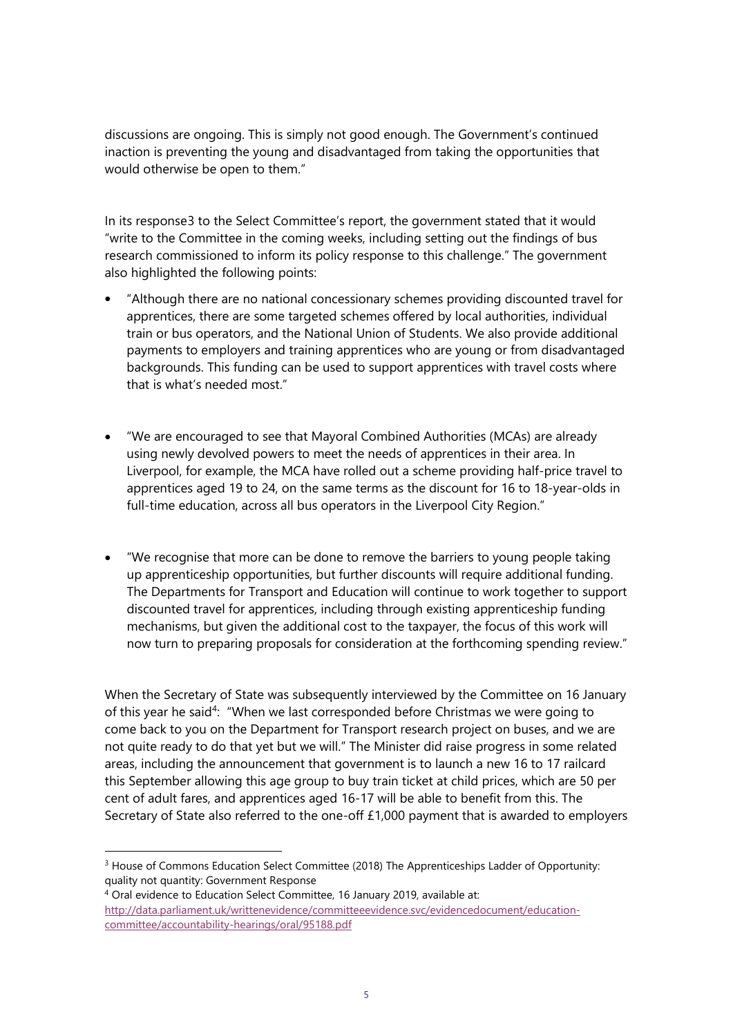discussions are ongoing. This is simply not good enough. The Government's continued inaction is preventing the young and disadvantaged from taking the opportunities that would otherwise be open to them."

In its response3 to the Select Committee's report, the government stated that it would "write to the Committee in the coming weeks, including setting out the findings of bus research commissioned to inform its policy response to this challenge." The government also highlighted the following points:

- "Although there are no national concessionary schemes providing discounted travel for apprentices, there are some targeted schemes offered by local authorities, individual train or bus operators, and the National Union of Students. We also provide additional payments to employers and training apprentices who are young or from disadvantaged backgrounds. This funding can be used to support apprentices with travel costs where that is what's needed most."

- "We are encouraged to see that Mayoral Combined Authorities (MCAs) are already using newly devolved powers to meet the needs of apprentices in their area. In Liverpool, for example, the MCA have rolled out a scheme providing half-price travel to apprentices aged 19 to 24, on the same terms as the discount for 16 to 18-year-olds in full-time education, across all bus operators in the Liverpool City Region."

- "We recognise that more can be done to remove the barriers to young people taking up apprenticeship opportunities, but further discounts will require additional funding. The Departments for Transport and Education will continue to work together to support discounted travel for apprentices, including through existing apprenticeship funding mechanisms, but given the additional cost to the taxpayer, the focus of this work will now turn to preparing proposals for consideration at the forthcoming spending review."

When the Secretary of State was subsequently interviewed by the Committee on 16 January of this year he said[4]: "When we last corresponded before Christmas we were going to come back to you on the Department for Transport research project on buses, and we are not quite ready to do that yet but we will." The Minister did raise progress in some related areas, including the announcement that government is to launch a new 16 to 17 railcard this September allowing this age group to buy train ticket at child prices, which are 50 per cent of adult fares, and apprentices aged 16-17 will be able to benefit from this. The Secretary of State also referred to the one-off £1,000 payment that is awarded to employers

---

[3] House of Commons Education Select Committee (2018) The Apprenticeships Ladder of Opportunity: quality not quantity: Government Response

[4] Oral evidence to Education Select Committee, 16 January 2019, available at: http://data.parliament.uk/writtenevidence/committeeevidence.svc/evidencedocument/education-committee/accountability-hearings/oral/95188.pdf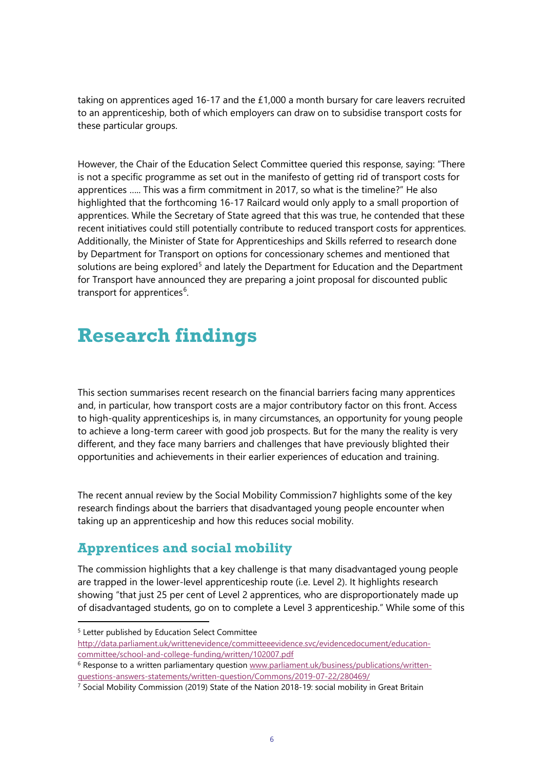taking on apprentices aged 16-17 and the £1,000 a month bursary for care leavers recruited to an apprenticeship, both of which employers can draw on to subsidise transport costs for these particular groups.

However, the Chair of the Education Select Committee queried this response, saying: "There is not a specific programme as set out in the manifesto of getting rid of transport costs for apprentices ….. This was a firm commitment in 2017, so what is the timeline?" He also highlighted that the forthcoming 16-17 Railcard would only apply to a small proportion of apprentices. While the Secretary of State agreed that this was true, he contended that these recent initiatives could still potentially contribute to reduced transport costs for apprentices. Additionally, the Minister of State for Apprenticeships and Skills referred to research done by Department for Transport on options for concessionary schemes and mentioned that solutions are being explored[5] and lately the Department for Education and the Department for Transport have announced they are preparing a joint proposal for discounted public transport for apprentices[6].

# Research findings

This section summarises recent research on the financial barriers facing many apprentices and, in particular, how transport costs are a major contributory factor on this front. Access to high-quality apprenticeships is, in many circumstances, an opportunity for young people to achieve a long-term career with good job prospects. But for the many the reality is very different, and they face many barriers and challenges that have previously blighted their opportunities and achievements in their earlier experiences of education and training.

The recent annual review by the Social Mobility Commission7 highlights some of the key research findings about the barriers that disadvantaged young people encounter when taking up an apprenticeship and how this reduces social mobility.

## Apprentices and social mobility

The commission highlights that a key challenge is that many disadvantaged young people are trapped in the lower-level apprenticeship route (i.e. Level 2). It highlights research showing "that just 25 per cent of Level 2 apprentices, who are disproportionately made up of disadvantaged students, go on to complete a Level 3 apprenticeship." While some of this

[5] Letter published by Education Select Committee http://data.parliament.uk/writtenevidence/committeeevidence.svc/evidencedocument/education-committee/school-and-college-funding/written/102007.pdf

[6] Response to a written parliamentary question www.parliament.uk/business/publications/written-questions-answers-statements/written-question/Commons/2019-07-22/280469/

[7] Social Mobility Commission (2019) State of the Nation 2018-19: social mobility in Great Britain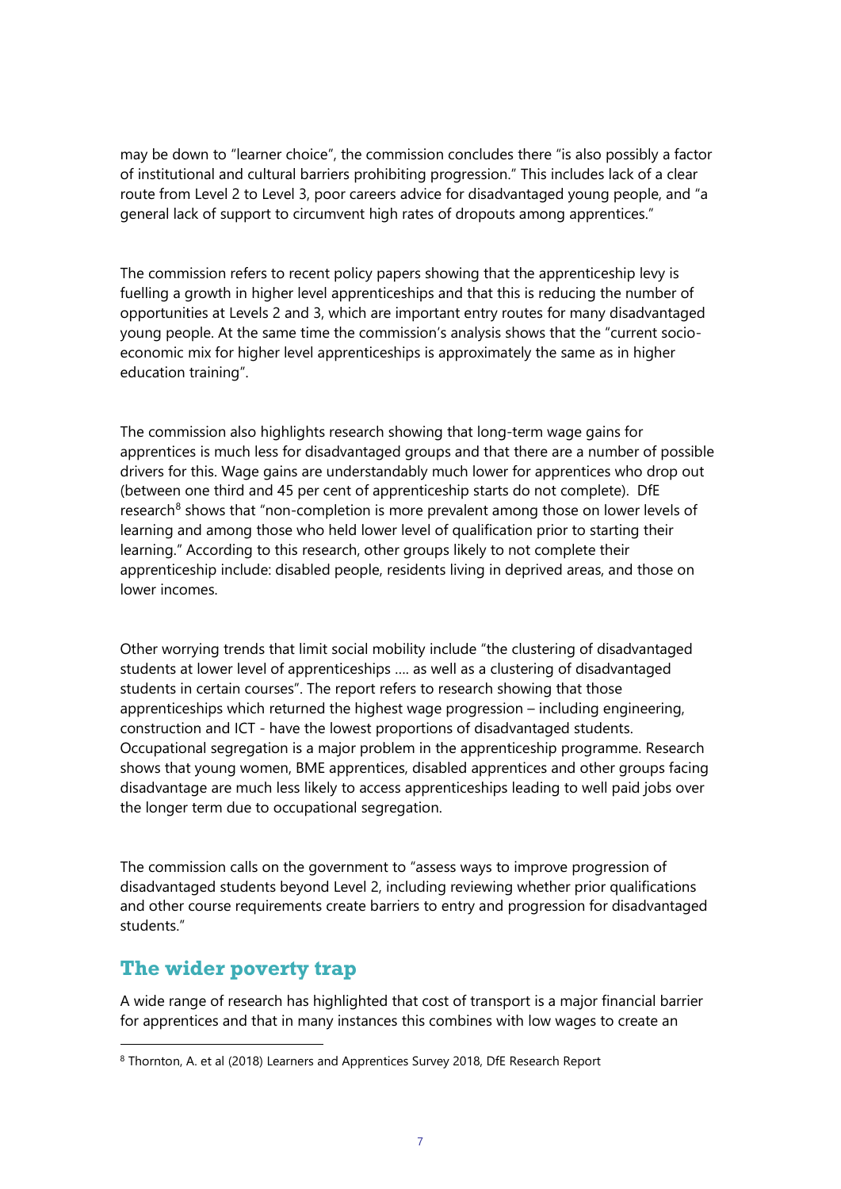may be down to "learner choice", the commission concludes there "is also possibly a factor of institutional and cultural barriers prohibiting progression." This includes lack of a clear route from Level 2 to Level 3, poor careers advice for disadvantaged young people, and "a general lack of support to circumvent high rates of dropouts among apprentices."

The commission refers to recent policy papers showing that the apprenticeship levy is fuelling a growth in higher level apprenticeships and that this is reducing the number of opportunities at Levels 2 and 3, which are important entry routes for many disadvantaged young people. At the same time the commission's analysis shows that the "current socio-economic mix for higher level apprenticeships is approximately the same as in higher education training".

The commission also highlights research showing that long-term wage gains for apprentices is much less for disadvantaged groups and that there are a number of possible drivers for this. Wage gains are understandably much lower for apprentices who drop out (between one third and 45 per cent of apprenticeship starts do not complete). DfE research[8] shows that "non-completion is more prevalent among those on lower levels of learning and among those who held lower level of qualification prior to starting their learning." According to this research, other groups likely to not complete their apprenticeship include: disabled people, residents living in deprived areas, and those on lower incomes.

Other worrying trends that limit social mobility include "the clustering of disadvantaged students at lower level of apprenticeships …. as well as a clustering of disadvantaged students in certain courses". The report refers to research showing that those apprenticeships which returned the highest wage progression – including engineering, construction and ICT - have the lowest proportions of disadvantaged students. Occupational segregation is a major problem in the apprenticeship programme. Research shows that young women, BME apprentices, disabled apprentices and other groups facing disadvantage are much less likely to access apprenticeships leading to well paid jobs over the longer term due to occupational segregation.

The commission calls on the government to "assess ways to improve progression of disadvantaged students beyond Level 2, including reviewing whether prior qualifications and other course requirements create barriers to entry and progression for disadvantaged students."

## The wider poverty trap

A wide range of research has highlighted that cost of transport is a major financial barrier for apprentices and that in many instances this combines with low wages to create an

[8] Thornton, A. et al (2018) Learners and Apprentices Survey 2018, DfE Research Report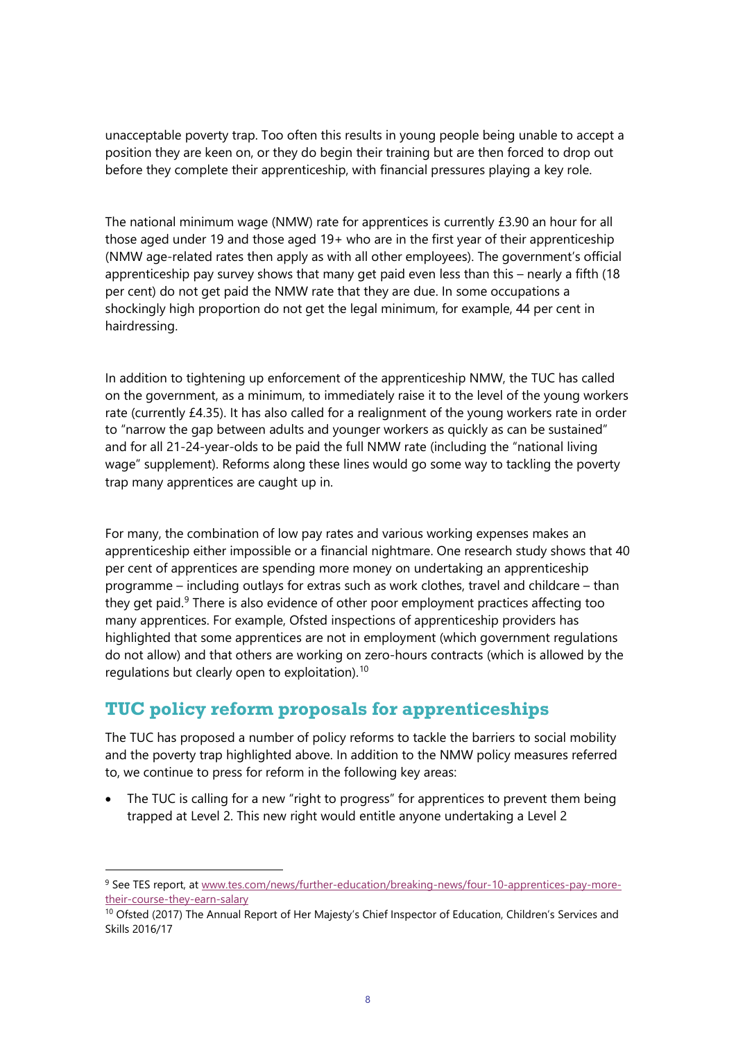unacceptable poverty trap. Too often this results in young people being unable to accept a position they are keen on, or they do begin their training but are then forced to drop out before they complete their apprenticeship, with financial pressures playing a key role.

The national minimum wage (NMW) rate for apprentices is currently £3.90 an hour for all those aged under 19 and those aged 19+ who are in the first year of their apprenticeship (NMW age-related rates then apply as with all other employees). The government's official apprenticeship pay survey shows that many get paid even less than this – nearly a fifth (18 per cent) do not get paid the NMW rate that they are due. In some occupations a shockingly high proportion do not get the legal minimum, for example, 44 per cent in hairdressing.

In addition to tightening up enforcement of the apprenticeship NMW, the TUC has called on the government, as a minimum, to immediately raise it to the level of the young workers rate (currently £4.35). It has also called for a realignment of the young workers rate in order to "narrow the gap between adults and younger workers as quickly as can be sustained" and for all 21-24-year-olds to be paid the full NMW rate (including the "national living wage" supplement). Reforms along these lines would go some way to tackling the poverty trap many apprentices are caught up in.

For many, the combination of low pay rates and various working expenses makes an apprenticeship either impossible or a financial nightmare. One research study shows that 40 per cent of apprentices are spending more money on undertaking an apprenticeship programme – including outlays for extras such as work clothes, travel and childcare – than they get paid.[9] There is also evidence of other poor employment practices affecting too many apprentices. For example, Ofsted inspections of apprenticeship providers has highlighted that some apprentices are not in employment (which government regulations do not allow) and that others are working on zero-hours contracts (which is allowed by the regulations but clearly open to exploitation).[10]

## TUC policy reform proposals for apprenticeships

The TUC has proposed a number of policy reforms to tackle the barriers to social mobility and the poverty trap highlighted above. In addition to the NMW policy measures referred to, we continue to press for reform in the following key areas:

- The TUC is calling for a new "right to progress" for apprentices to prevent them being trapped at Level 2. This new right would entitle anyone undertaking a Level 2

---

[9] See TES report, at www.tes.com/news/further-education/breaking-news/four-10-apprentices-pay-more-their-course-they-earn-salary

[10] Ofsted (2017) The Annual Report of Her Majesty's Chief Inspector of Education, Children's Services and Skills 2016/17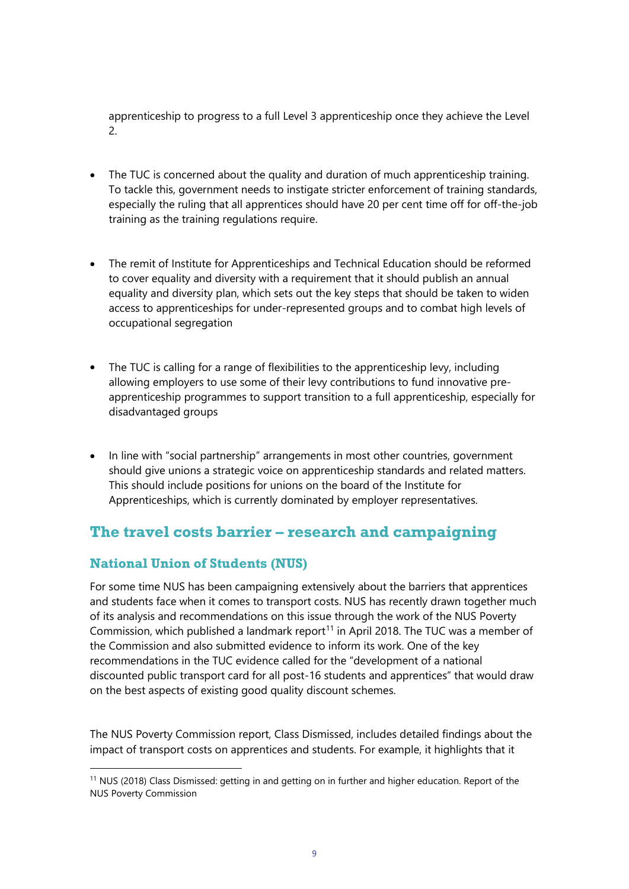apprenticeship to progress to a full Level 3 apprenticeship once they achieve the Level 2.

- The TUC is concerned about the quality and duration of much apprenticeship training. To tackle this, government needs to instigate stricter enforcement of training standards, especially the ruling that all apprentices should have 20 per cent time off for off-the-job training as the training regulations require.

- The remit of Institute for Apprenticeships and Technical Education should be reformed to cover equality and diversity with a requirement that it should publish an annual equality and diversity plan, which sets out the key steps that should be taken to widen access to apprenticeships for under-represented groups and to combat high levels of occupational segregation

- The TUC is calling for a range of flexibilities to the apprenticeship levy, including allowing employers to use some of their levy contributions to fund innovative pre-apprenticeship programmes to support transition to a full apprenticeship, especially for disadvantaged groups

- In line with "social partnership" arrangements in most other countries, government should give unions a strategic voice on apprenticeship standards and related matters. This should include positions for unions on the board of the Institute for Apprenticeships, which is currently dominated by employer representatives.

## The travel costs barrier – research and campaigning

### National Union of Students (NUS)

For some time NUS has been campaigning extensively about the barriers that apprentices and students face when it comes to transport costs. NUS has recently drawn together much of its analysis and recommendations on this issue through the work of the NUS Poverty Commission, which published a landmark report[11] in April 2018. The TUC was a member of the Commission and also submitted evidence to inform its work. One of the key recommendations in the TUC evidence called for the "development of a national discounted public transport card for all post-16 students and apprentices" that would draw on the best aspects of existing good quality discount schemes.

The NUS Poverty Commission report, Class Dismissed, includes detailed findings about the impact of transport costs on apprentices and students. For example, it highlights that it

[11] NUS (2018) Class Dismissed: getting in and getting on in further and higher education. Report of the NUS Poverty Commission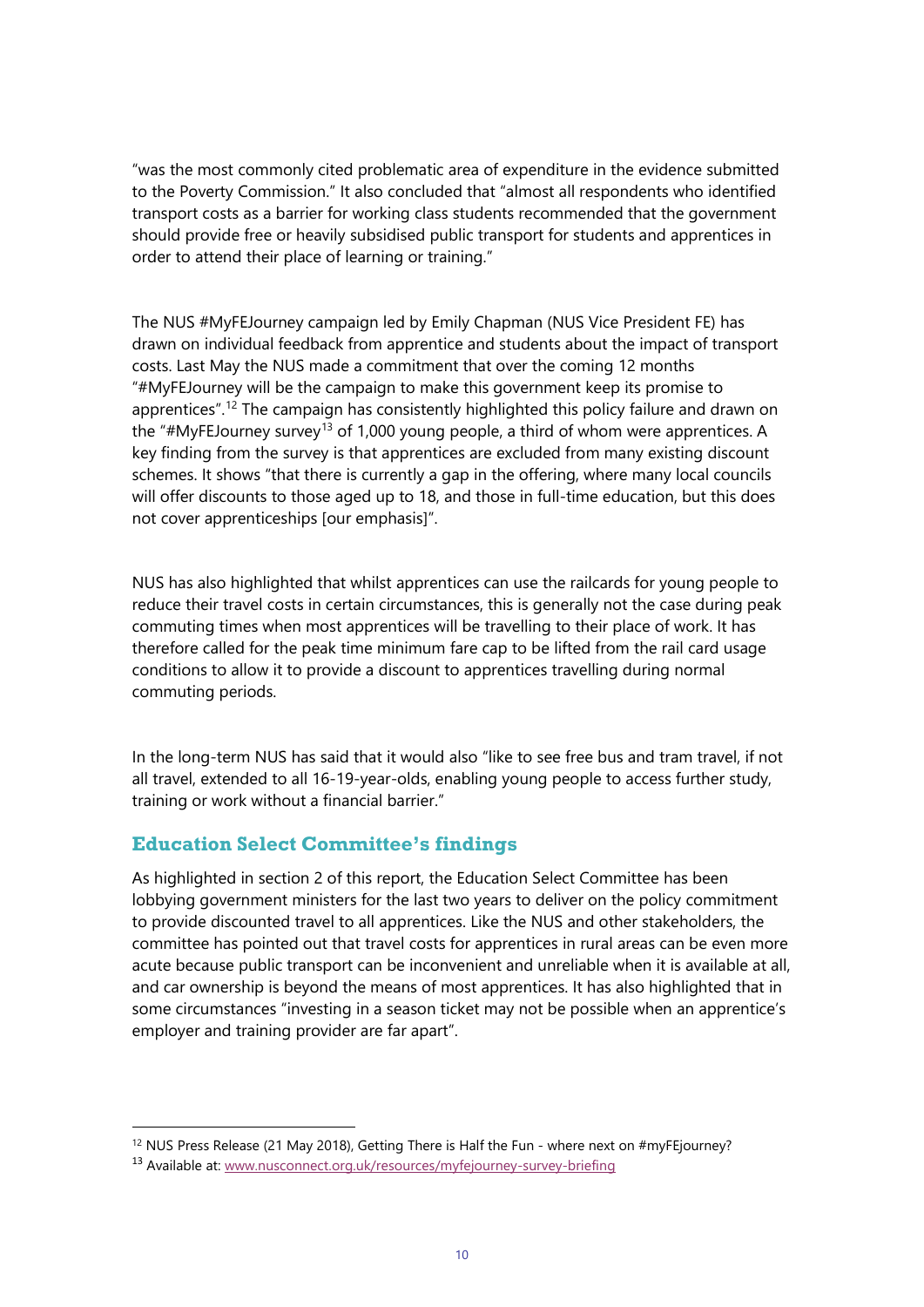"was the most commonly cited problematic area of expenditure in the evidence submitted to the Poverty Commission." It also concluded that "almost all respondents who identified transport costs as a barrier for working class students recommended that the government should provide free or heavily subsidised public transport for students and apprentices in order to attend their place of learning or training."

The NUS #MyFEJourney campaign led by Emily Chapman (NUS Vice President FE) has drawn on individual feedback from apprentice and students about the impact of transport costs. Last May the NUS made a commitment that over the coming 12 months "#MyFEJourney will be the campaign to make this government keep its promise to apprentices".[12] The campaign has consistently highlighted this policy failure and drawn on the "#MyFEJourney survey[13] of 1,000 young people, a third of whom were apprentices. A key finding from the survey is that apprentices are excluded from many existing discount schemes. It shows "that there is currently a gap in the offering, where many local councils will offer discounts to those aged up to 18, and those in full-time education, but this does not cover apprenticeships [our emphasis]".

NUS has also highlighted that whilst apprentices can use the railcards for young people to reduce their travel costs in certain circumstances, this is generally not the case during peak commuting times when most apprentices will be travelling to their place of work. It has therefore called for the peak time minimum fare cap to be lifted from the rail card usage conditions to allow it to provide a discount to apprentices travelling during normal commuting periods.

In the long-term NUS has said that it would also "like to see free bus and tram travel, if not all travel, extended to all 16-19-year-olds, enabling young people to access further study, training or work without a financial barrier."

## Education Select Committee's findings

As highlighted in section 2 of this report, the Education Select Committee has been lobbying government ministers for the last two years to deliver on the policy commitment to provide discounted travel to all apprentices. Like the NUS and other stakeholders, the committee has pointed out that travel costs for apprentices in rural areas can be even more acute because public transport can be inconvenient and unreliable when it is available at all, and car ownership is beyond the means of most apprentices. It has also highlighted that in some circumstances "investing in a season ticket may not be possible when an apprentice's employer and training provider are far apart".

---

[12] NUS Press Release (21 May 2018), Getting There is Half the Fun - where next on #myFEjourney?

[13] Available at: www.nusconnect.org.uk/resources/myfejourney-survey-briefing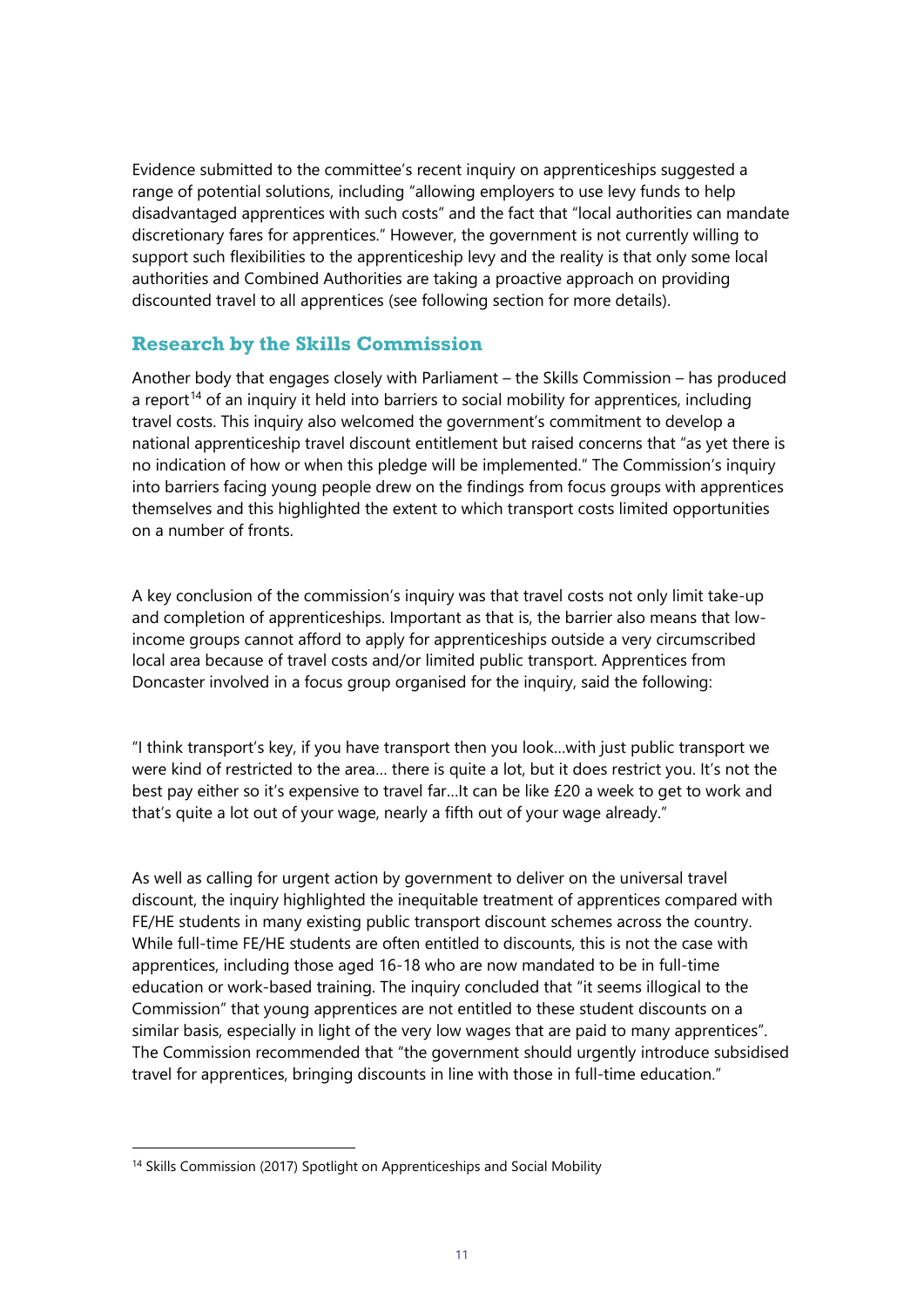Evidence submitted to the committee's recent inquiry on apprenticeships suggested a range of potential solutions, including "allowing employers to use levy funds to help disadvantaged apprentices with such costs" and the fact that "local authorities can mandate discretionary fares for apprentices." However, the government is not currently willing to support such flexibilities to the apprenticeship levy and the reality is that only some local authorities and Combined Authorities are taking a proactive approach on providing discounted travel to all apprentices (see following section for more details).

## Research by the Skills Commission

Another body that engages closely with Parliament – the Skills Commission – has produced a report[14] of an inquiry it held into barriers to social mobility for apprentices, including travel costs. This inquiry also welcomed the government's commitment to develop a national apprenticeship travel discount entitlement but raised concerns that "as yet there is no indication of how or when this pledge will be implemented." The Commission's inquiry into barriers facing young people drew on the findings from focus groups with apprentices themselves and this highlighted the extent to which transport costs limited opportunities on a number of fronts.

A key conclusion of the commission's inquiry was that travel costs not only limit take-up and completion of apprenticeships. Important as that is, the barrier also means that low-income groups cannot afford to apply for apprenticeships outside a very circumscribed local area because of travel costs and/or limited public transport. Apprentices from Doncaster involved in a focus group organised for the inquiry, said the following:

"I think transport's key, if you have transport then you look…with just public transport we were kind of restricted to the area… there is quite a lot, but it does restrict you. It's not the best pay either so it's expensive to travel far…It can be like £20 a week to get to work and that's quite a lot out of your wage, nearly a fifth out of your wage already."

As well as calling for urgent action by government to deliver on the universal travel discount, the inquiry highlighted the inequitable treatment of apprentices compared with FE/HE students in many existing public transport discount schemes across the country. While full-time FE/HE students are often entitled to discounts, this is not the case with apprentices, including those aged 16-18 who are now mandated to be in full-time education or work-based training. The inquiry concluded that "it seems illogical to the Commission" that young apprentices are not entitled to these student discounts on a similar basis, especially in light of the very low wages that are paid to many apprentices". The Commission recommended that "the government should urgently introduce subsidised travel for apprentices, bringing discounts in line with those in full-time education."

---

[14] Skills Commission (2017) Spotlight on Apprenticeships and Social Mobility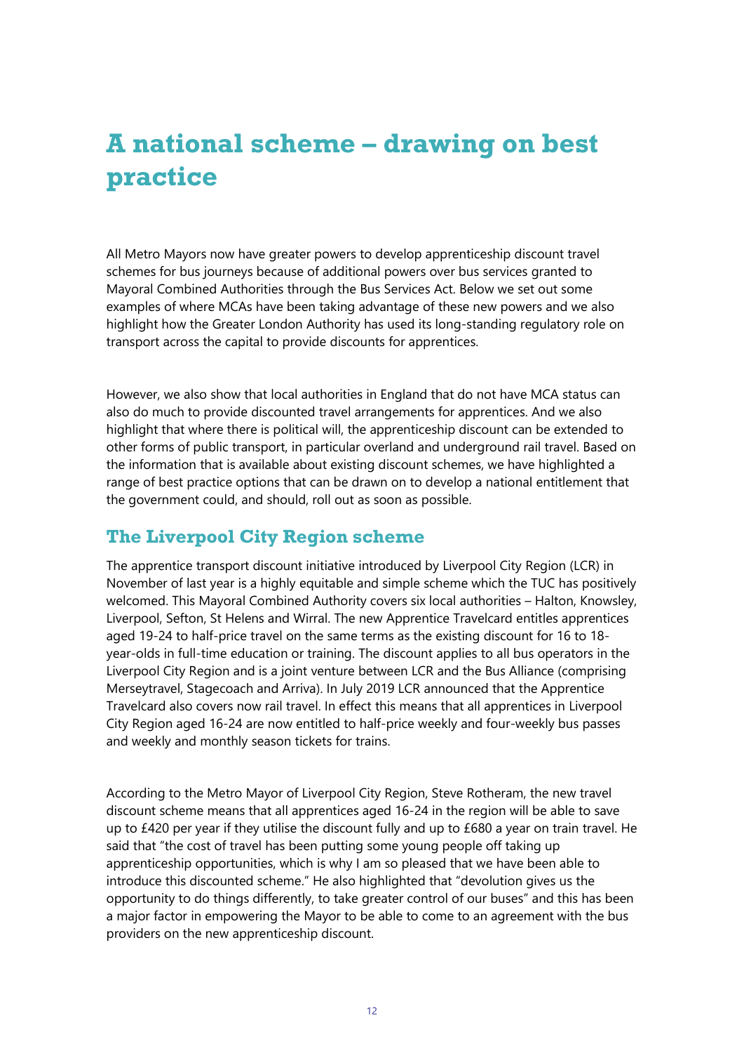# A national scheme – drawing on best practice

All Metro Mayors now have greater powers to develop apprenticeship discount travel schemes for bus journeys because of additional powers over bus services granted to Mayoral Combined Authorities through the Bus Services Act. Below we set out some examples of where MCAs have been taking advantage of these new powers and we also highlight how the Greater London Authority has used its long-standing regulatory role on transport across the capital to provide discounts for apprentices.

However, we also show that local authorities in England that do not have MCA status can also do much to provide discounted travel arrangements for apprentices. And we also highlight that where there is political will, the apprenticeship discount can be extended to other forms of public transport, in particular overland and underground rail travel. Based on the information that is available about existing discount schemes, we have highlighted a range of best practice options that can be drawn on to develop a national entitlement that the government could, and should, roll out as soon as possible.

## The Liverpool City Region scheme

The apprentice transport discount initiative introduced by Liverpool City Region (LCR) in November of last year is a highly equitable and simple scheme which the TUC has positively welcomed. This Mayoral Combined Authority covers six local authorities – Halton, Knowsley, Liverpool, Sefton, St Helens and Wirral. The new Apprentice Travelcard entitles apprentices aged 19-24 to half-price travel on the same terms as the existing discount for 16 to 18-year-olds in full-time education or training. The discount applies to all bus operators in the Liverpool City Region and is a joint venture between LCR and the Bus Alliance (comprising Merseytravel, Stagecoach and Arriva). In July 2019 LCR announced that the Apprentice Travelcard also covers now rail travel. In effect this means that all apprentices in Liverpool City Region aged 16-24 are now entitled to half-price weekly and four-weekly bus passes and weekly and monthly season tickets for trains.

According to the Metro Mayor of Liverpool City Region, Steve Rotheram, the new travel discount scheme means that all apprentices aged 16-24 in the region will be able to save up to £420 per year if they utilise the discount fully and up to £680 a year on train travel. He said that "the cost of travel has been putting some young people off taking up apprenticeship opportunities, which is why I am so pleased that we have been able to introduce this discounted scheme." He also highlighted that "devolution gives us the opportunity to do things differently, to take greater control of our buses" and this has been a major factor in empowering the Mayor to be able to come to an agreement with the bus providers on the new apprenticeship discount.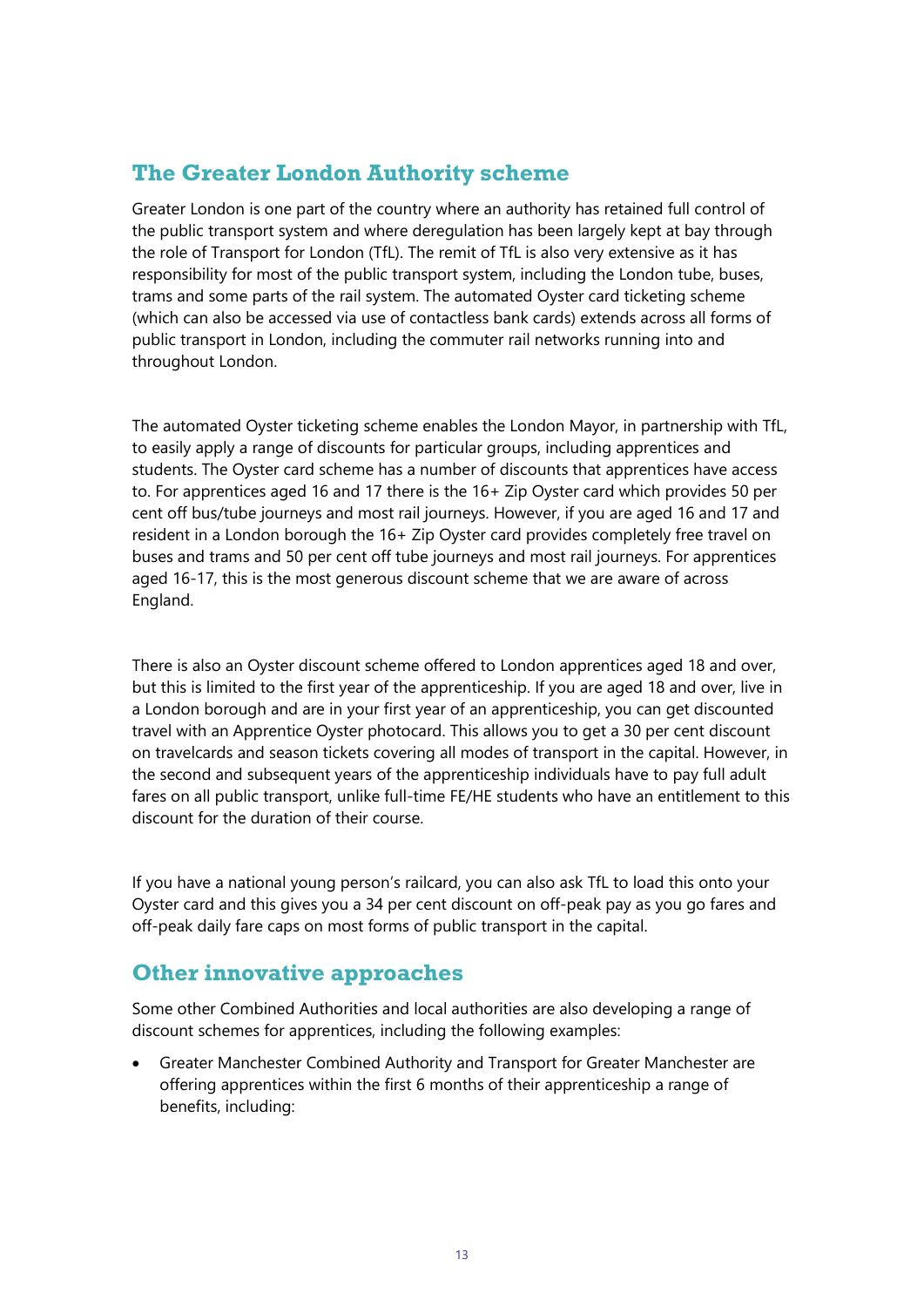## The Greater London Authority scheme

Greater London is one part of the country where an authority has retained full control of the public transport system and where deregulation has been largely kept at bay through the role of Transport for London (TfL). The remit of TfL is also very extensive as it has responsibility for most of the public transport system, including the London tube, buses, trams and some parts of the rail system. The automated Oyster card ticketing scheme (which can also be accessed via use of contactless bank cards) extends across all forms of public transport in London, including the commuter rail networks running into and throughout London.

The automated Oyster ticketing scheme enables the London Mayor, in partnership with TfL, to easily apply a range of discounts for particular groups, including apprentices and students. The Oyster card scheme has a number of discounts that apprentices have access to. For apprentices aged 16 and 17 there is the 16+ Zip Oyster card which provides 50 per cent off bus/tube journeys and most rail journeys. However, if you are aged 16 and 17 and resident in a London borough the 16+ Zip Oyster card provides completely free travel on buses and trams and 50 per cent off tube journeys and most rail journeys. For apprentices aged 16-17, this is the most generous discount scheme that we are aware of across England.

There is also an Oyster discount scheme offered to London apprentices aged 18 and over, but this is limited to the first year of the apprenticeship. If you are aged 18 and over, live in a London borough and are in your first year of an apprenticeship, you can get discounted travel with an Apprentice Oyster photocard. This allows you to get a 30 per cent discount on travelcards and season tickets covering all modes of transport in the capital. However, in the second and subsequent years of the apprenticeship individuals have to pay full adult fares on all public transport, unlike full-time FE/HE students who have an entitlement to this discount for the duration of their course.

If you have a national young person's railcard, you can also ask TfL to load this onto your Oyster card and this gives you a 34 per cent discount on off-peak pay as you go fares and off-peak daily fare caps on most forms of public transport in the capital.

## Other innovative approaches

Some other Combined Authorities and local authorities are also developing a range of discount schemes for apprentices, including the following examples:

- Greater Manchester Combined Authority and Transport for Greater Manchester are offering apprentices within the first 6 months of their apprenticeship a range of benefits, including: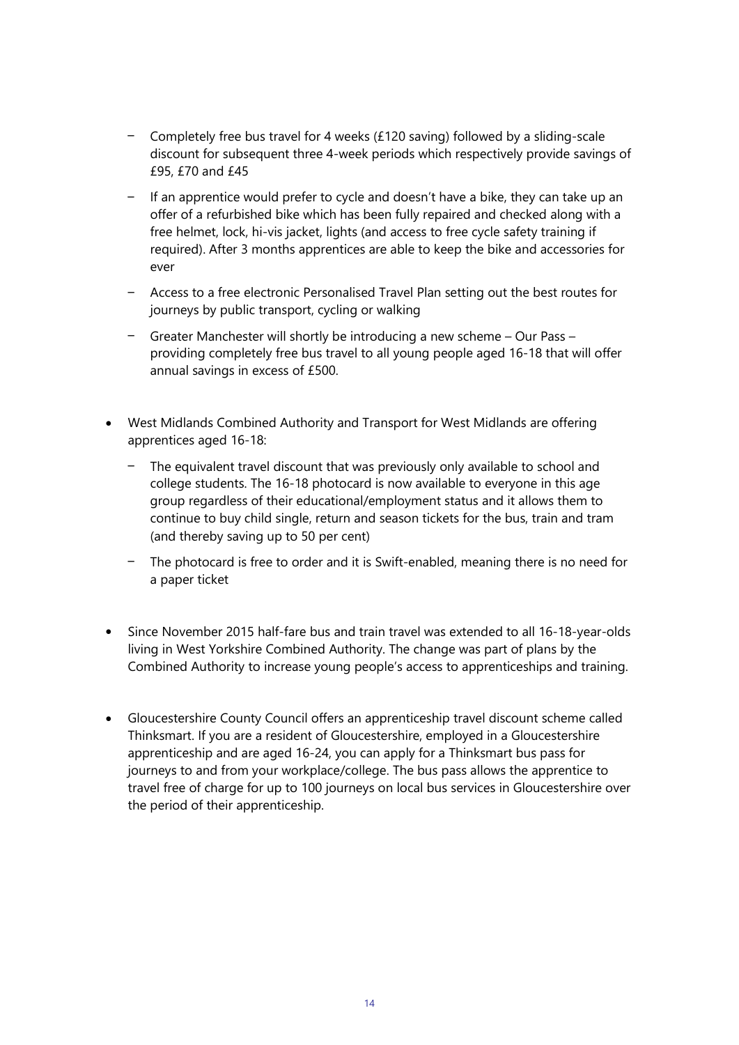- Completely free bus travel for 4 weeks (£120 saving) followed by a sliding-scale discount for subsequent three 4-week periods which respectively provide savings of £95, £70 and £45
  - If an apprentice would prefer to cycle and doesn't have a bike, they can take up an offer of a refurbished bike which has been fully repaired and checked along with a free helmet, lock, hi-vis jacket, lights (and access to free cycle safety training if required). After 3 months apprentices are able to keep the bike and accessories for ever
  - Access to a free electronic Personalised Travel Plan setting out the best routes for journeys by public transport, cycling or walking
  - Greater Manchester will shortly be introducing a new scheme – Our Pass – providing completely free bus travel to all young people aged 16-18 that will offer annual savings in excess of £500.

- West Midlands Combined Authority and Transport for West Midlands are offering apprentices aged 16-18:
  - The equivalent travel discount that was previously only available to school and college students. The 16-18 photocard is now available to everyone in this age group regardless of their educational/employment status and it allows them to continue to buy child single, return and season tickets for the bus, train and tram (and thereby saving up to 50 per cent)
  - The photocard is free to order and it is Swift-enabled, meaning there is no need for a paper ticket

- Since November 2015 half-fare bus and train travel was extended to all 16-18-year-olds living in West Yorkshire Combined Authority. The change was part of plans by the Combined Authority to increase young people's access to apprenticeships and training.

- Gloucestershire County Council offers an apprenticeship travel discount scheme called Thinksmart. If you are a resident of Gloucestershire, employed in a Gloucestershire apprenticeship and are aged 16-24, you can apply for a Thinksmart bus pass for journeys to and from your workplace/college. The bus pass allows the apprentice to travel free of charge for up to 100 journeys on local bus services in Gloucestershire over the period of their apprenticeship.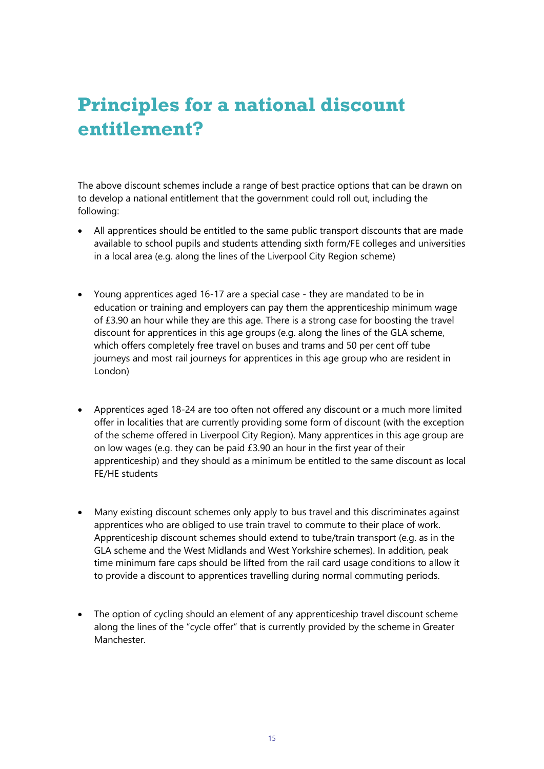# Principles for a national discount entitlement?

The above discount schemes include a range of best practice options that can be drawn on to develop a national entitlement that the government could roll out, including the following:

- All apprentices should be entitled to the same public transport discounts that are made available to school pupils and students attending sixth form/FE colleges and universities in a local area (e.g. along the lines of the Liverpool City Region scheme)

- Young apprentices aged 16-17 are a special case - they are mandated to be in education or training and employers can pay them the apprenticeship minimum wage of £3.90 an hour while they are this age. There is a strong case for boosting the travel discount for apprentices in this age groups (e.g. along the lines of the GLA scheme, which offers completely free travel on buses and trams and 50 per cent off tube journeys and most rail journeys for apprentices in this age group who are resident in London)

- Apprentices aged 18-24 are too often not offered any discount or a much more limited offer in localities that are currently providing some form of discount (with the exception of the scheme offered in Liverpool City Region). Many apprentices in this age group are on low wages (e.g. they can be paid £3.90 an hour in the first year of their apprenticeship) and they should as a minimum be entitled to the same discount as local FE/HE students

- Many existing discount schemes only apply to bus travel and this discriminates against apprentices who are obliged to use train travel to commute to their place of work. Apprenticeship discount schemes should extend to tube/train transport (e.g. as in the GLA scheme and the West Midlands and West Yorkshire schemes). In addition, peak time minimum fare caps should be lifted from the rail card usage conditions to allow it to provide a discount to apprentices travelling during normal commuting periods.

- The option of cycling should an element of any apprenticeship travel discount scheme along the lines of the "cycle offer" that is currently provided by the scheme in Greater Manchester.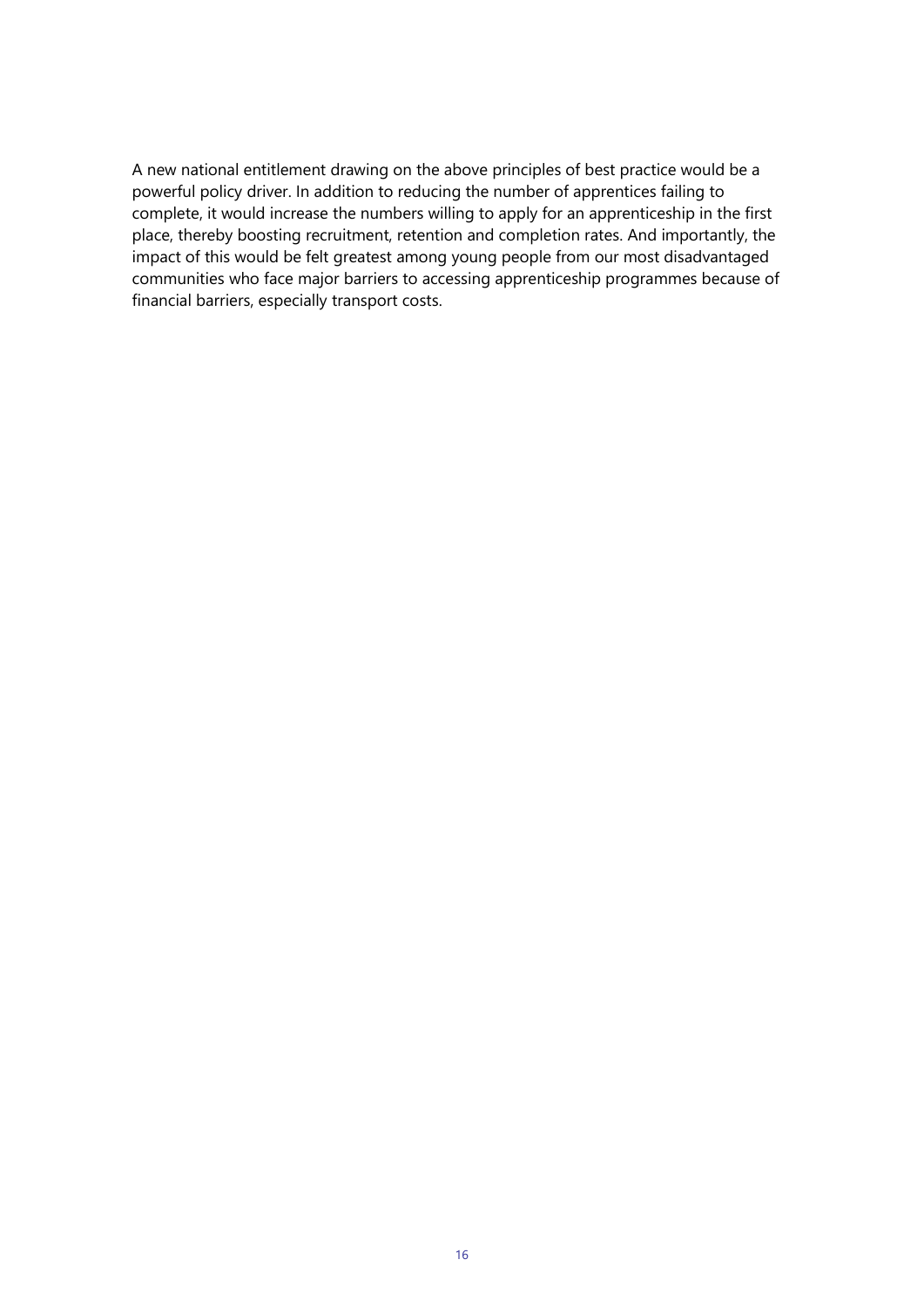A new national entitlement drawing on the above principles of best practice would be a powerful policy driver. In addition to reducing the number of apprentices failing to complete, it would increase the numbers willing to apply for an apprenticeship in the first place, thereby boosting recruitment, retention and completion rates. And importantly, the impact of this would be felt greatest among young people from our most disadvantaged communities who face major barriers to accessing apprenticeship programmes because of financial barriers, especially transport costs.